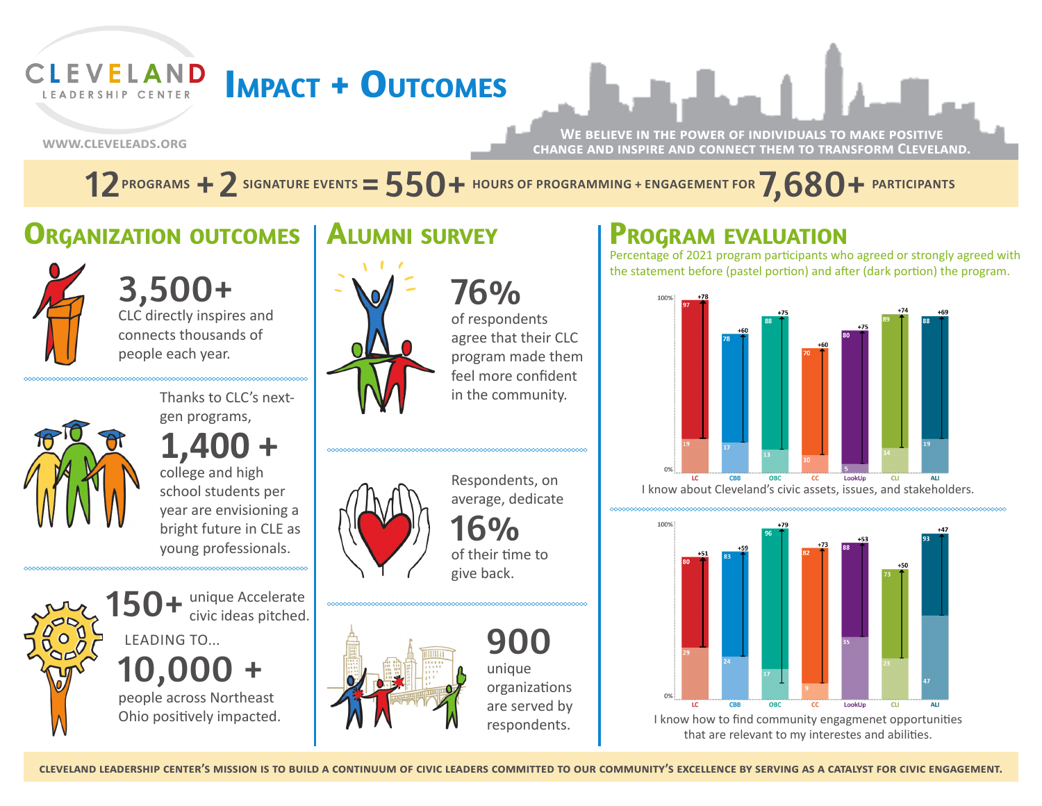# CLEVELAND LEADERSHIP CENTER

WWW.CLEVELEADS.ORG

# Impact + Outcomes

**We believe in the power of individuals to make positive change and inspire and connect them to transform Cleveland.**

**12** PROGRAMS + **2** SIGNATURE EVENTS = **550+** HOURS OF PROGRAMMING + ENGAGEMENT FOR **7,680+** PARTICIPANTS

## Organization outcomes

**3,500+**
CLC directly inspires and connects thousands of people each year.

Thanks to CLC's next-gen programs,
**1,400 +**
college and high school students per year are envisioning a bright future in CLE as young professionals.

**150+** unique Accelerate civic ideas pitched.

LEADING TO...

**10,000 +**
people across Northeast Ohio positively impacted.

## Alumni survey

**76%**
of respondents agree that their CLC program made them feel more confident in the community.

Respondents, on average, dedicate
**16%**
of their time to give back.

**900**
unique organizations are served by respondents.

## Program evaluation

Percentage of 2021 program participants who agreed or strongly agreed with the statement before (pastel portion) and after (dark portion) the program.

I know about Cleveland's civic assets, issues, and stakeholders.

| Program | Before | After | Change |
|---|---|---|---|
| LC | 19 | 97 | +78 |
| CBB | 17 | 78 | +60 |
| OBC | 13 | 88 | +75 |
| CC | 10 | 70 | +60 |
| LookUp | 5 | 80 | +75 |
| CLI | 14 | 89 | +74 |
| ALI | 19 | 88 | +69 |

I know how to find community engagmenet opportunities that are relevant to my interestes and abilities.

| Program | Before | After | Change |
|---|---|---|---|
| LC | 29 | 80 | +51 |
| CBB | 24 | 83 | +59 |
| OBC | 17 | 96 | +79 |
| CC | 9 | 82 | +73 |
| LookUp | 35 | 88 | +53 |
| CLI | 23 | 73 | +50 |
| ALI | 47 | 93 | +47 |

**CLEVELAND LEADERSHIP CENTER'S MISSION IS TO BUILD A CONTINUUM OF CIVIC LEADERS COMMITTED TO OUR COMMUNITY'S EXCELLENCE BY SERVING AS A CATALYST FOR CIVIC ENGAGEMENT.**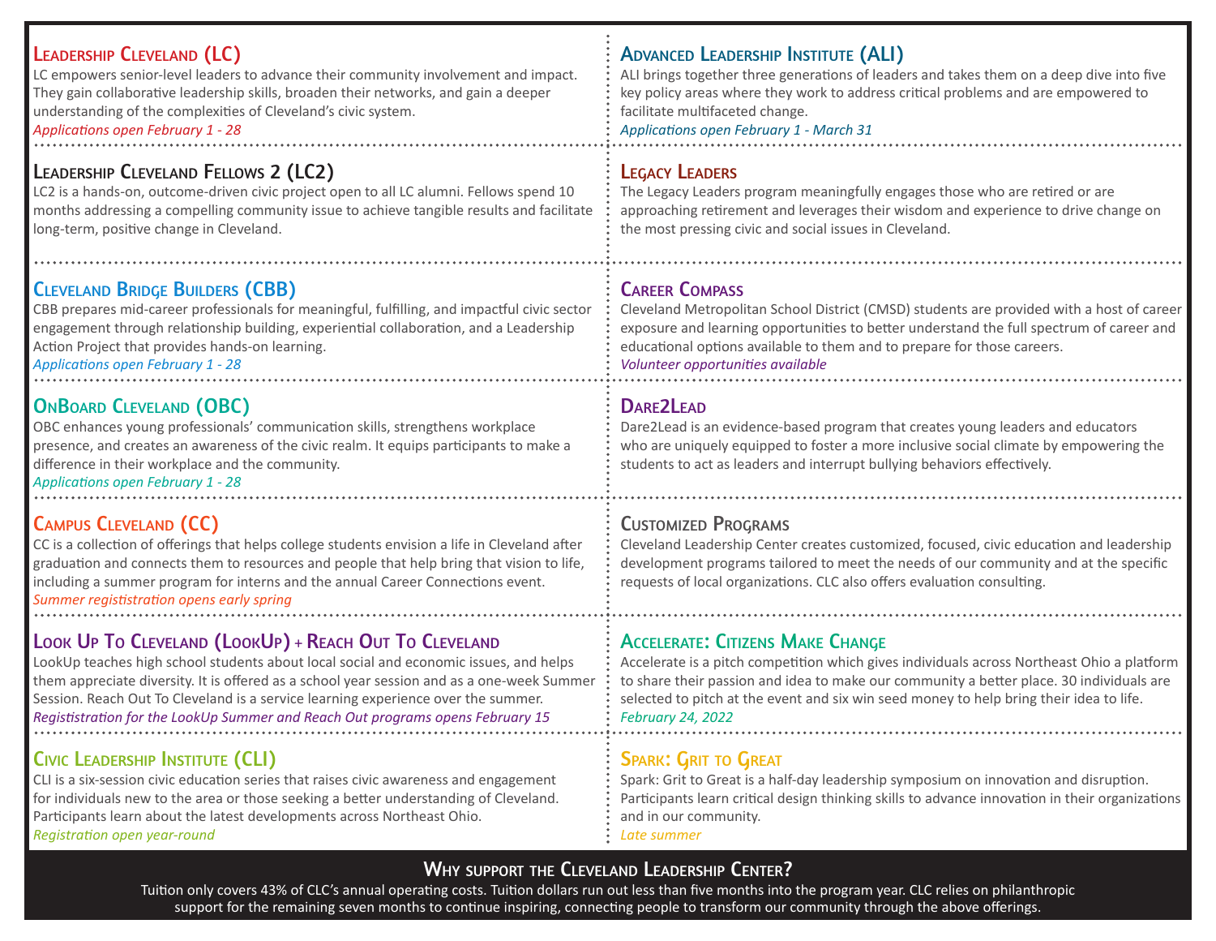## Leadership Cleveland (LC)

LC empowers senior-level leaders to advance their community involvement and impact. They gain collaborative leadership skills, broaden their networks, and gain a deeper understanding of the complexities of Cleveland's civic system.

*Applications open February 1 - 28*

## Leadership Cleveland Fellows 2 (LC2)

LC2 is a hands-on, outcome-driven civic project open to all LC alumni. Fellows spend 10 months addressing a compelling community issue to achieve tangible results and facilitate long-term, positive change in Cleveland.

## Cleveland Bridge Builders (CBB)

CBB prepares mid-career professionals for meaningful, fulfilling, and impactful civic sector engagement through relationship building, experiential collaboration, and a Leadership Action Project that provides hands-on learning.

*Applications open February 1 - 28*

## OnBoard Cleveland (OBC)

OBC enhances young professionals' communication skills, strengthens workplace presence, and creates an awareness of the civic realm. It equips participants to make a difference in their workplace and the community.

*Applications open February 1 - 28*

## Campus Cleveland (CC)

CC is a collection of offerings that helps college students envision a life in Cleveland after graduation and connects them to resources and people that help bring that vision to life, including a summer program for interns and the annual Career Connections event.

*Summer registration opens early spring*

## Look Up To Cleveland (LookUp) + Reach Out To Cleveland

LookUp teaches high school students about local social and economic issues, and helps them appreciate diversity. It is offered as a school year session and as a one-week Summer Session. Reach Out To Cleveland is a service learning experience over the summer.

*Registration for the LookUp Summer and Reach Out programs opens February 15*

## Civic Leadership Institute (CLI)

CLI is a six-session civic education series that raises civic awareness and engagement for individuals new to the area or those seeking a better understanding of Cleveland. Participants learn about the latest developments across Northeast Ohio.

*Registration open year-round*

## Advanced Leadership Institute (ALI)

ALI brings together three generations of leaders and takes them on a deep dive into five key policy areas where they work to address critical problems and are empowered to facilitate multifaceted change.

*Applications open February 1 - March 31*

## Legacy Leaders

The Legacy Leaders program meaningfully engages those who are retired or are approaching retirement and leverages their wisdom and experience to drive change on the most pressing civic and social issues in Cleveland.

## Career Compass

Cleveland Metropolitan School District (CMSD) students are provided with a host of career exposure and learning opportunities to better understand the full spectrum of career and educational options available to them and to prepare for those careers.

*Volunteer opportunities available*

## Dare2Lead

Dare2Lead is an evidence-based program that creates young leaders and educators who are uniquely equipped to foster a more inclusive social climate by empowering the students to act as leaders and interrupt bullying behaviors effectively.

## Customized Programs

Cleveland Leadership Center creates customized, focused, civic education and leadership development programs tailored to meet the needs of our community and at the specific requests of local organizations. CLC also offers evaluation consulting.

## Accelerate: Citizens Make Change

Accelerate is a pitch competition which gives individuals across Northeast Ohio a platform to share their passion and idea to make our community a better place. 30 individuals are selected to pitch at the event and six win seed money to help bring their idea to life.

*February 24, 2022*

## Spark: Grit to Great

Spark: Grit to Great is a half-day leadership symposium on innovation and disruption. Participants learn critical design thinking skills to advance innovation in their organizations and in our community.

*Late summer*

## Why support the Cleveland Leadership Center?

Tuition only covers 43% of CLC's annual operating costs. Tuition dollars run out less than five months into the program year. CLC relies on philanthropic support for the remaining seven months to continue inspiring, connecting people to transform our community through the above offerings.